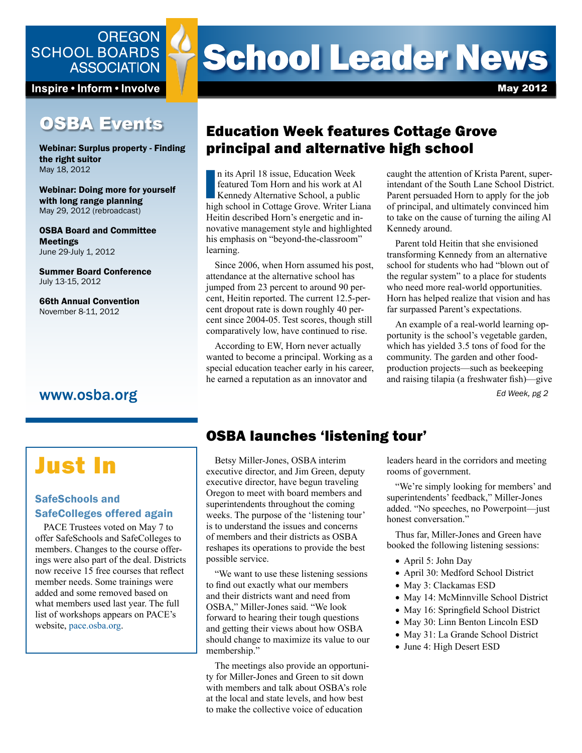OREGON SCHOOL BOARDS ASSOCIATION

Inspire • Inform • Involve

# School Leader News

May 2012

## OSBA Events

**Webinar: Surplus property - Finding the right suitor**
May 18, 2012

**Webinar: Doing more for yourself with long range planning**
May 29, 2012 (rebroadcast)

**OSBA Board and Committee Meetings**
June 29-July 1, 2012

**Summer Board Conference**
July 13-15, 2012

**66th Annual Convention**
November 8-11, 2012

www.osba.org

## Education Week features Cottage Grove principal and alternative high school

In its April 18 issue, Education Week featured Tom Horn and his work at Al Kennedy Alternative School, a public high school in Cottage Grove. Writer Liana Heitin described Horn's energetic and innovative management style and highlighted his emphasis on "beyond-the-classroom" learning.

Since 2006, when Horn assumed his post, attendance at the alternative school has jumped from 23 percent to around 90 percent, Heitin reported. The current 12.5-percent dropout rate is down roughly 40 percent since 2004-05. Test scores, though still comparatively low, have continued to rise.

According to EW, Horn never actually wanted to become a principal. Working as a special education teacher early in his career, he earned a reputation as an innovator and caught the attention of Krista Parent, superintendant of the South Lane School District. Parent persuaded Horn to apply for the job of principal, and ultimately convinced him to take on the cause of turning the ailing Al Kennedy around.

Parent told Heitin that she envisioned transforming Kennedy from an alternative school for students who had "blown out of the regular system" to a place for students who need more real-world opportunities. Horn has helped realize that vision and has far surpassed Parent's expectations.

An example of a real-world learning opportunity is the school's vegetable garden, which has yielded 3.5 tons of food for the community. The garden and other food-production projects—such as beekeeping and raising tilapia (a freshwater fish)—give

*Ed Week, pg 2*

# Just In

### SafeSchools and SafeColleges offered again

PACE Trustees voted on May 7 to offer SafeSchools and SafeColleges to members. Changes to the course offerings were also part of the deal. Districts now receive 15 free courses that reflect member needs. Some trainings were added and some removed based on what members used last year. The full list of workshops appears on PACE's website, pace.osba.org.

## OSBA launches 'listening tour'

Betsy Miller-Jones, OSBA interim executive director, and Jim Green, deputy executive director, have begun traveling Oregon to meet with board members and superintendents throughout the coming weeks. The purpose of the 'listening tour' is to understand the issues and concerns of members and their districts as OSBA reshapes its operations to provide the best possible service.

"We want to use these listening sessions to find out exactly what our members and their districts want and need from OSBA," Miller-Jones said. "We look forward to hearing their tough questions and getting their views about how OSBA should change to maximize its value to our membership."

The meetings also provide an opportunity for Miller-Jones and Green to sit down with members and talk about OSBA's role at the local and state levels, and how best to make the collective voice of education leaders heard in the corridors and meeting rooms of government.

"We're simply looking for members' and superintendents' feedback," Miller-Jones added. "No speeches, no Powerpoint—just honest conversation."

Thus far, Miller-Jones and Green have booked the following listening sessions:

- April 5: John Day
- April 30: Medford School District
- May 3: Clackamas ESD
- May 14: McMinnville School District
- May 16: Springfield School District
- May 30: Linn Benton Lincoln ESD
- May 31: La Grande School District
- June 4: High Desert ESD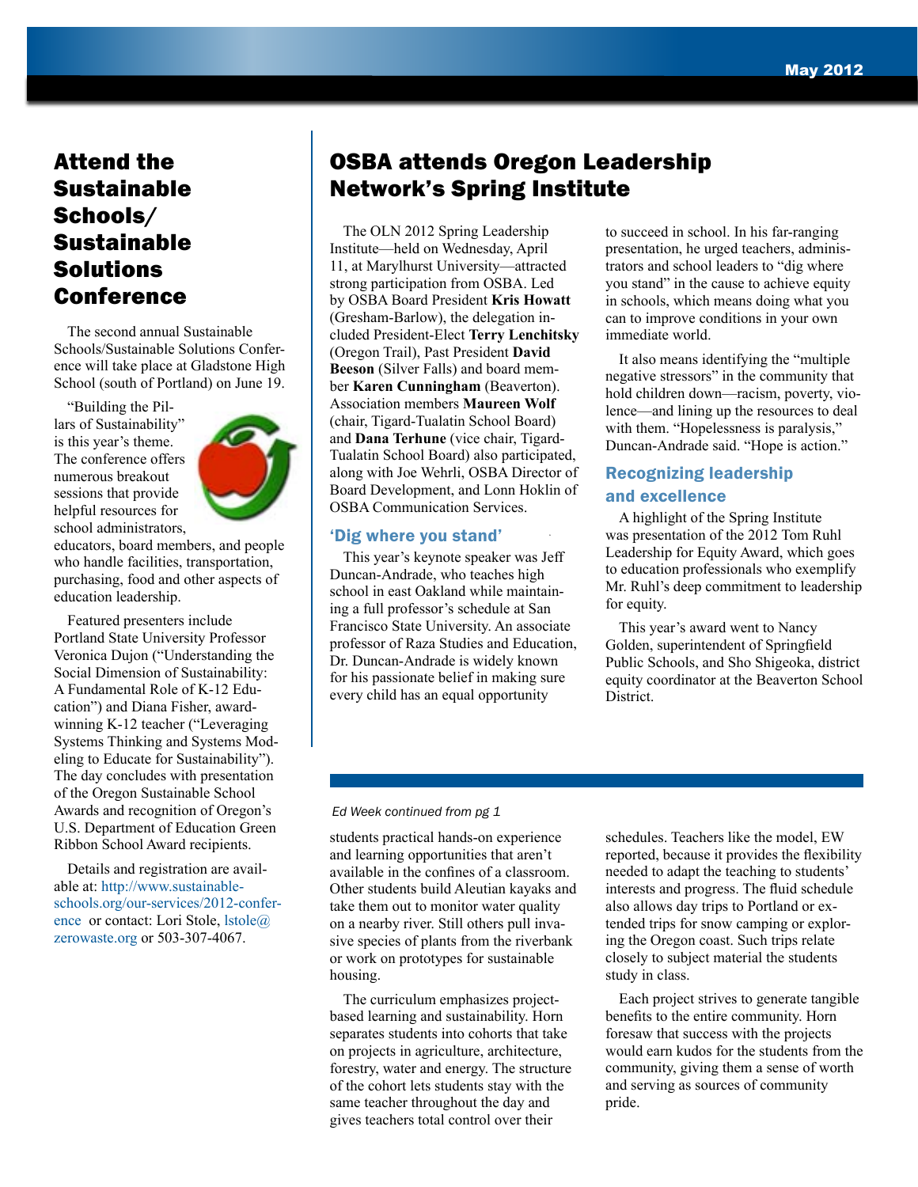## Attend the Sustainable Schools/ Sustainable Solutions Conference

The second annual Sustainable Schools/Sustainable Solutions Conference will take place at Gladstone High School (south of Portland) on June 19.

"Building the Pillars of Sustainability" is this year's theme. The conference offers numerous breakout sessions that provide helpful resources for school administrators, educators, board members, and people who handle facilities, transportation, purchasing, food and other aspects of education leadership.

Featured presenters include Portland State University Professor Veronica Dujon ("Understanding the Social Dimension of Sustainability: A Fundamental Role of K-12 Education") and Diana Fisher, award-winning K-12 teacher ("Leveraging Systems Thinking and Systems Modeling to Educate for Sustainability"). The day concludes with presentation of the Oregon Sustainable School Awards and recognition of Oregon's U.S. Department of Education Green Ribbon School Award recipients.

Details and registration are available at: http://www.sustainable-schools.org/our-services/2012-conference or contact: Lori Stole, lstole@zerowaste.org or 503-307-4067.

## OSBA attends Oregon Leadership Network's Spring Institute

The OLN 2012 Spring Leadership Institute—held on Wednesday, April 11, at Marylhurst University—attracted strong participation from OSBA. Led by OSBA Board President **Kris Howatt** (Gresham-Barlow), the delegation included President-Elect **Terry Lenchitsky** (Oregon Trail), Past President **David Beeson** (Silver Falls) and board member **Karen Cunningham** (Beaverton). Association members **Maureen Wolf** (chair, Tigard-Tualatin School Board) and **Dana Terhune** (vice chair, Tigard-Tualatin School Board) also participated, along with Joe Wehrli, OSBA Director of Board Development, and Lonn Hoklin of OSBA Communication Services.

### 'Dig where you stand'

This year's keynote speaker was Jeff Duncan-Andrade, who teaches high school in east Oakland while maintaining a full professor's schedule at San Francisco State University. An associate professor of Raza Studies and Education, Dr. Duncan-Andrade is widely known for his passionate belief in making sure every child has an equal opportunity to succeed in school. In his far-ranging presentation, he urged teachers, administrators and school leaders to "dig where you stand" in the cause to achieve equity in schools, which means doing what you can to improve conditions in your own immediate world.

It also means identifying the "multiple negative stressors" in the community that hold children down—racism, poverty, violence—and lining up the resources to deal with them. "Hopelessness is paralysis," Duncan-Andrade said. "Hope is action."

### Recognizing leadership and excellence

A highlight of the Spring Institute was presentation of the 2012 Tom Ruhl Leadership for Equity Award, which goes to education professionals who exemplify Mr. Ruhl's deep commitment to leadership for equity.

This year's award went to Nancy Golden, superintendent of Springfield Public Schools, and Sho Shigeoka, district equity coordinator at the Beaverton School District.

*Ed Week continued from pg 1*

students practical hands-on experience and learning opportunities that aren't available in the confines of a classroom. Other students build Aleutian kayaks and take them out to monitor water quality on a nearby river. Still others pull invasive species of plants from the riverbank or work on prototypes for sustainable housing.

The curriculum emphasizes project-based learning and sustainability. Horn separates students into cohorts that take on projects in agriculture, architecture, forestry, water and energy. The structure of the cohort lets students stay with the same teacher throughout the day and gives teachers total control over their schedules. Teachers like the model, EW reported, because it provides the flexibility needed to adapt the teaching to students' interests and progress. The fluid schedule also allows day trips to Portland or extended trips for snow camping or exploring the Oregon coast. Such trips relate closely to subject material the students study in class.

Each project strives to generate tangible benefits to the entire community. Horn foresaw that success with the projects would earn kudos for the students from the community, giving them a sense of worth and serving as sources of community pride.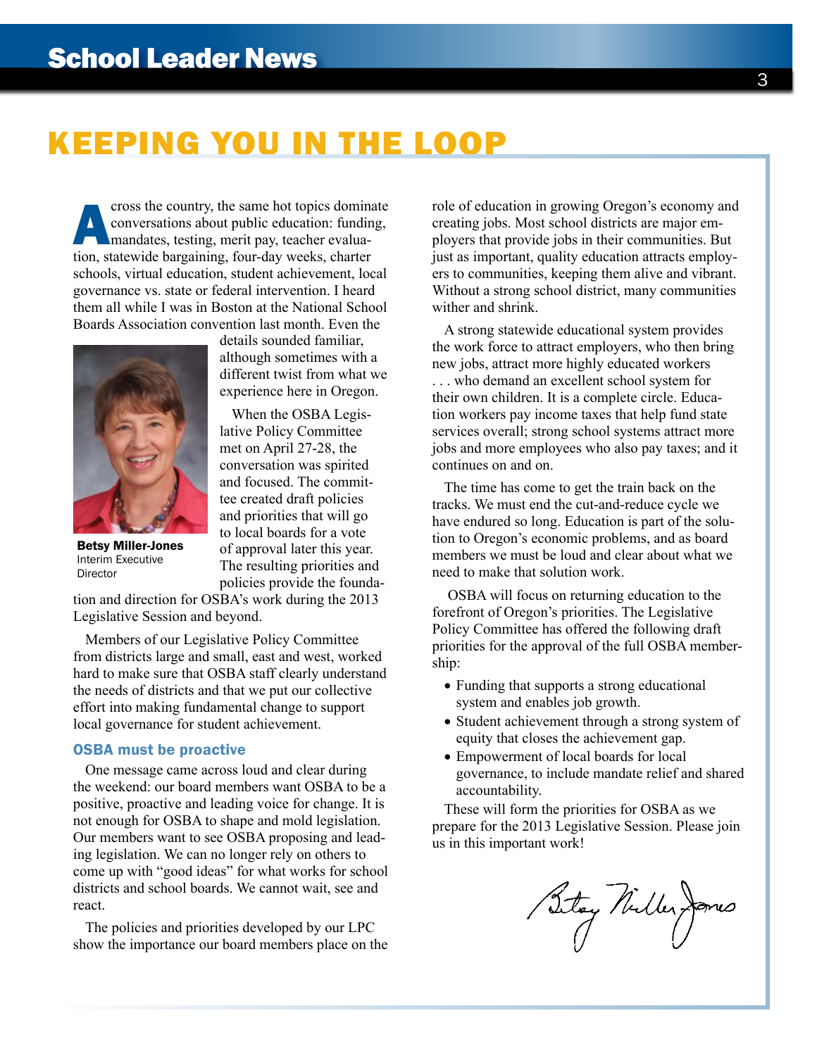# KEEPING YOU IN THE LOOP

Across the country, the same hot topics dominate conversations about public education: funding, mandates, testing, merit pay, teacher evaluation, statewide bargaining, four-day weeks, charter schools, virtual education, student achievement, local governance vs. state or federal intervention. I heard them all while I was in Boston at the National School Boards Association convention last month. Even the details sounded familiar, although sometimes with a different twist from what we experience here in Oregon.

**Betsy Miller-Jones**
Interim Executive Director

When the OSBA Legislative Policy Committee met on April 27-28, the conversation was spirited and focused. The committee created draft policies and priorities that will go to local boards for a vote of approval later this year. The resulting priorities and policies provide the foundation and direction for OSBA's work during the 2013 Legislative Session and beyond.

Members of our Legislative Policy Committee from districts large and small, east and west, worked hard to make sure that OSBA staff clearly understand the needs of districts and that we put our collective effort into making fundamental change to support local governance for student achievement.

### OSBA must be proactive

One message came across loud and clear during the weekend: our board members want OSBA to be a positive, proactive and leading voice for change. It is not enough for OSBA to shape and mold legislation. Our members want to see OSBA proposing and leading legislation. We can no longer rely on others to come up with "good ideas" for what works for school districts and school boards. We cannot wait, see and react.

The policies and priorities developed by our LPC show the importance our board members place on the role of education in growing Oregon's economy and creating jobs. Most school districts are major employers that provide jobs in their communities. But just as important, quality education attracts employers to communities, keeping them alive and vibrant. Without a strong school district, many communities wither and shrink.

A strong statewide educational system provides the work force to attract employers, who then bring new jobs, attract more highly educated workers . . . who demand an excellent school system for their own children. It is a complete circle. Education workers pay income taxes that help fund state services overall; strong school systems attract more jobs and more employees who also pay taxes; and it continues on and on.

The time has come to get the train back on the tracks. We must end the cut-and-reduce cycle we have endured so long. Education is part of the solution to Oregon's economic problems, and as board members we must be loud and clear about what we need to make that solution work.

OSBA will focus on returning education to the forefront of Oregon's priorities. The Legislative Policy Committee has offered the following draft priorities for the approval of the full OSBA membership:

- Funding that supports a strong educational system and enables job growth.
- Student achievement through a strong system of equity that closes the achievement gap.
- Empowerment of local boards for local governance, to include mandate relief and shared accountability.

These will form the priorities for OSBA as we prepare for the 2013 Legislative Session. Please join us in this important work!

Betsy Miller-Jones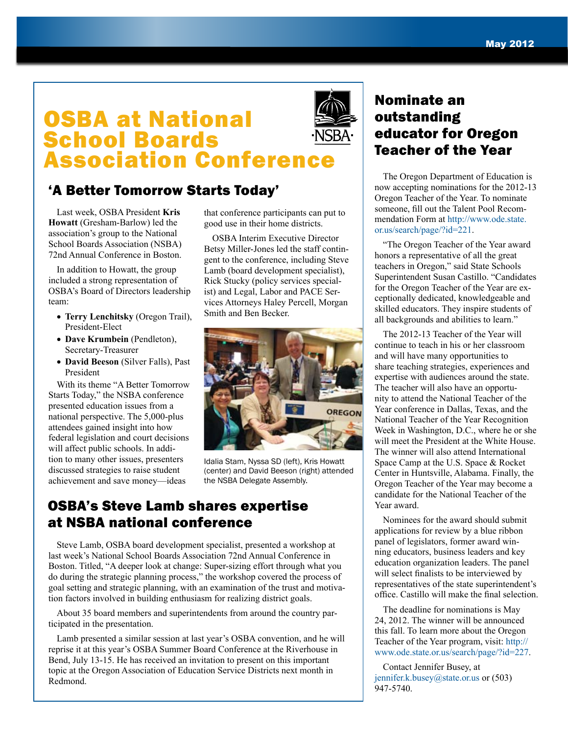# OSBA at National School Boards Association Conference

## 'A Better Tomorrow Starts Today'

Last week, OSBA President **Kris Howatt** (Gresham-Barlow) led the association's group to the National School Boards Association (NSBA) 72nd Annual Conference in Boston.

In addition to Howatt, the group included a strong representation of OSBA's Board of Directors leadership team:

- **Terry Lenchitsky** (Oregon Trail), President-Elect
- **Dave Krumbein** (Pendleton), Secretary-Treasurer
- **David Beeson** (Silver Falls), Past President

With its theme "A Better Tomorrow Starts Today," the NSBA conference presented education issues from a national perspective. The 5,000-plus attendees gained insight into how federal legislation and court decisions will affect public schools. In addition to many other issues, presenters discussed strategies to raise student achievement and save money—ideas that conference participants can put to good use in their home districts.

OSBA Interim Executive Director Betsy Miller-Jones led the staff contingent to the conference, including Steve Lamb (board development specialist), Rick Stucky (policy services specialist) and Legal, Labor and PACE Services Attorneys Haley Percell, Morgan Smith and Ben Becker.

Idalia Stam, Nyssa SD (left), Kris Howatt (center) and David Beeson (right) attended the NSBA Delegate Assembly.

## OSBA's Steve Lamb shares expertise at NSBA national conference

Steve Lamb, OSBA board development specialist, presented a workshop at last week's National School Boards Association 72nd Annual Conference in Boston. Titled, "A deeper look at change: Super-sizing effort through what you do during the strategic planning process," the workshop covered the process of goal setting and strategic planning, with an examination of the trust and motivation factors involved in building enthusiasm for realizing district goals.

About 35 board members and superintendents from around the country participated in the presentation.

Lamb presented a similar session at last year's OSBA convention, and he will reprise it at this year's OSBA Summer Board Conference at the Riverhouse in Bend, July 13-15. He has received an invitation to present on this important topic at the Oregon Association of Education Service Districts next month in Redmond.

## Nominate an outstanding educator for Oregon Teacher of the Year

The Oregon Department of Education is now accepting nominations for the 2012-13 Oregon Teacher of the Year. To nominate someone, fill out the Talent Pool Recommendation Form at http://www.ode.state.or.us/search/page/?id=221.

"The Oregon Teacher of the Year award honors a representative of all the great teachers in Oregon," said State Schools Superintendent Susan Castillo. "Candidates for the Oregon Teacher of the Year are exceptionally dedicated, knowledgeable and skilled educators. They inspire students of all backgrounds and abilities to learn."

The 2012-13 Teacher of the Year will continue to teach in his or her classroom and will have many opportunities to share teaching strategies, experiences and expertise with audiences around the state. The teacher will also have an opportunity to attend the National Teacher of the Year conference in Dallas, Texas, and the National Teacher of the Year Recognition Week in Washington, D.C., where he or she will meet the President at the White House. The winner will also attend International Space Camp at the U.S. Space & Rocket Center in Huntsville, Alabama. Finally, the Oregon Teacher of the Year may become a candidate for the National Teacher of the Year award.

Nominees for the award should submit applications for review by a blue ribbon panel of legislators, former award winning educators, business leaders and key education organization leaders. The panel will select finalists to be interviewed by representatives of the state superintendent's office. Castillo will make the final selection.

The deadline for nominations is May 24, 2012. The winner will be announced this fall. To learn more about the Oregon Teacher of the Year program, visit: http://www.ode.state.or.us/search/page/?id=227.

Contact Jennifer Busey, at jennifer.k.busey@state.or.us or (503) 947-5740.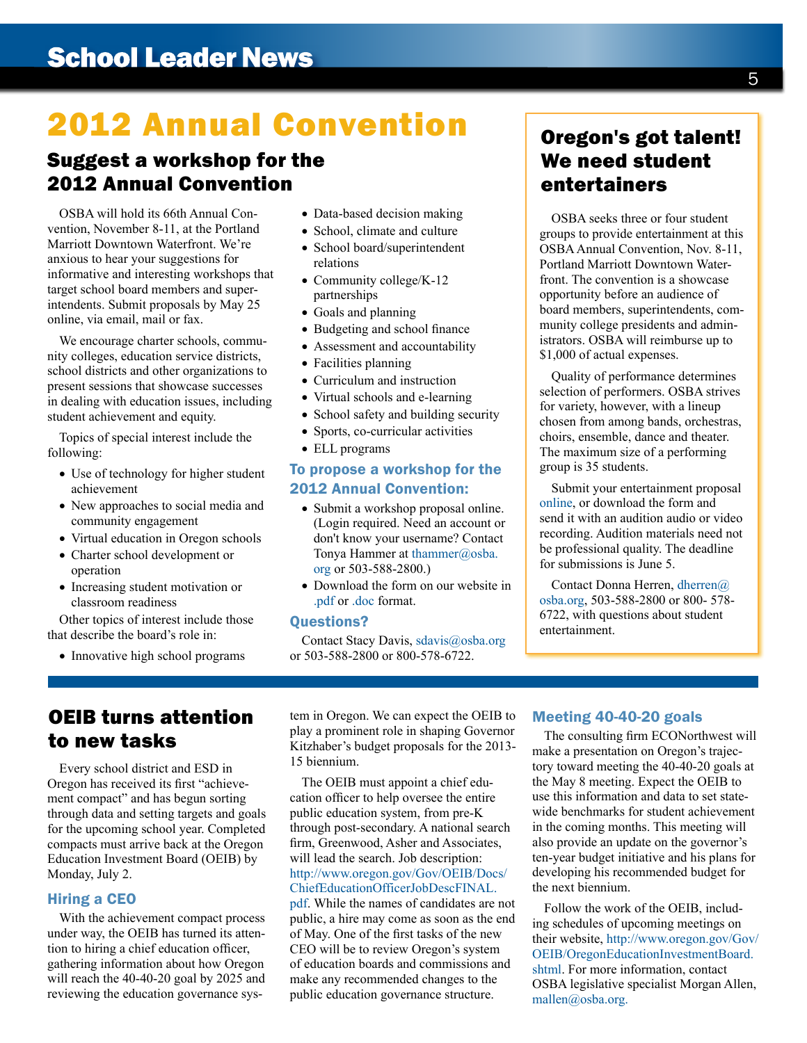# 2012 Annual Convention

## Suggest a workshop for the 2012 Annual Convention

OSBA will hold its 66th Annual Convention, November 8-11, at the Portland Marriott Downtown Waterfront. We're anxious to hear your suggestions for informative and interesting workshops that target school board members and superintendents. Submit proposals by May 25 online, via email, mail or fax.

We encourage charter schools, community colleges, education service districts, school districts and other organizations to present sessions that showcase successes in dealing with education issues, including student achievement and equity.

Topics of special interest include the following:

- Use of technology for higher student achievement
- New approaches to social media and community engagement
- Virtual education in Oregon schools
- Charter school development or operation
- Increasing student motivation or classroom readiness

Other topics of interest include those that describe the board's role in:

- Innovative high school programs
- Data-based decision making
- School, climate and culture
- School board/superintendent relations
- Community college/K-12 partnerships
- Goals and planning
- Budgeting and school finance
- Assessment and accountability
- Facilities planning
- Curriculum and instruction
- Virtual schools and e-learning
- School safety and building security
- Sports, co-curricular activities
- ELL programs

### To propose a workshop for the 2012 Annual Convention:

- Submit a workshop proposal online. (Login required. Need an account or don't know your username? Contact Tonya Hammer at thammer@osba.org or 503-588-2800.)
- Download the form on our website in .pdf or .doc format.

### Questions?

Contact Stacy Davis, sdavis@osba.org or 503-588-2800 or 800-578-6722.

## Oregon's got talent! We need student entertainers

OSBA seeks three or four student groups to provide entertainment at this OSBA Annual Convention, Nov. 8-11, Portland Marriott Downtown Waterfront. The convention is a showcase opportunity before an audience of board members, superintendents, community college presidents and administrators. OSBA will reimburse up to $1,000 of actual expenses.

Quality of performance determines selection of performers. OSBA strives for variety, however, with a lineup chosen from among bands, orchestras, choirs, ensemble, dance and theater. The maximum size of a performing group is 35 students.

Submit your entertainment proposal online, or download the form and send it with an audition audio or video recording. Audition materials need not be professional quality. The deadline for submissions is June 5.

Contact Donna Herren, dherren@osba.org, 503-588-2800 or 800- 578-6722, with questions about student entertainment.

## OEIB turns attention to new tasks

Every school district and ESD in Oregon has received its first "achievement compact" and has begun sorting through data and setting targets and goals for the upcoming school year. Completed compacts must arrive back at the Oregon Education Investment Board (OEIB) by Monday, July 2.

### Hiring a CEO

With the achievement compact process under way, the OEIB has turned its attention to hiring a chief education officer, gathering information about how Oregon will reach the 40-40-20 goal by 2025 and reviewing the education governance system in Oregon. We can expect the OEIB to play a prominent role in shaping Governor Kitzhaber's budget proposals for the 2013-15 biennium.

The OEIB must appoint a chief education officer to help oversee the entire public education system, from pre-K through post-secondary. A national search firm, Greenwood, Asher and Associates, will lead the search. Job description: http://www.oregon.gov/Gov/OEIB/Docs/ChiefEducationOfficerJobDescFINAL.pdf. While the names of candidates are not public, a hire may come as soon as the end of May. One of the first tasks of the new CEO will be to review Oregon's system of education boards and commissions and make any recommended changes to the public education governance structure.

### Meeting 40-40-20 goals

The consulting firm ECONorthwest will make a presentation on Oregon's trajectory toward meeting the 40-40-20 goals at the May 8 meeting. Expect the OEIB to use this information and data to set statewide benchmarks for student achievement in the coming months. This meeting will also provide an update on the governor's ten-year budget initiative and his plans for developing his recommended budget for the next biennium.

Follow the work of the OEIB, including schedules of upcoming meetings on their website, http://www.oregon.gov/Gov/OEIB/OregonEducationInvestmentBoard.shtml. For more information, contact OSBA legislative specialist Morgan Allen, mallen@osba.org.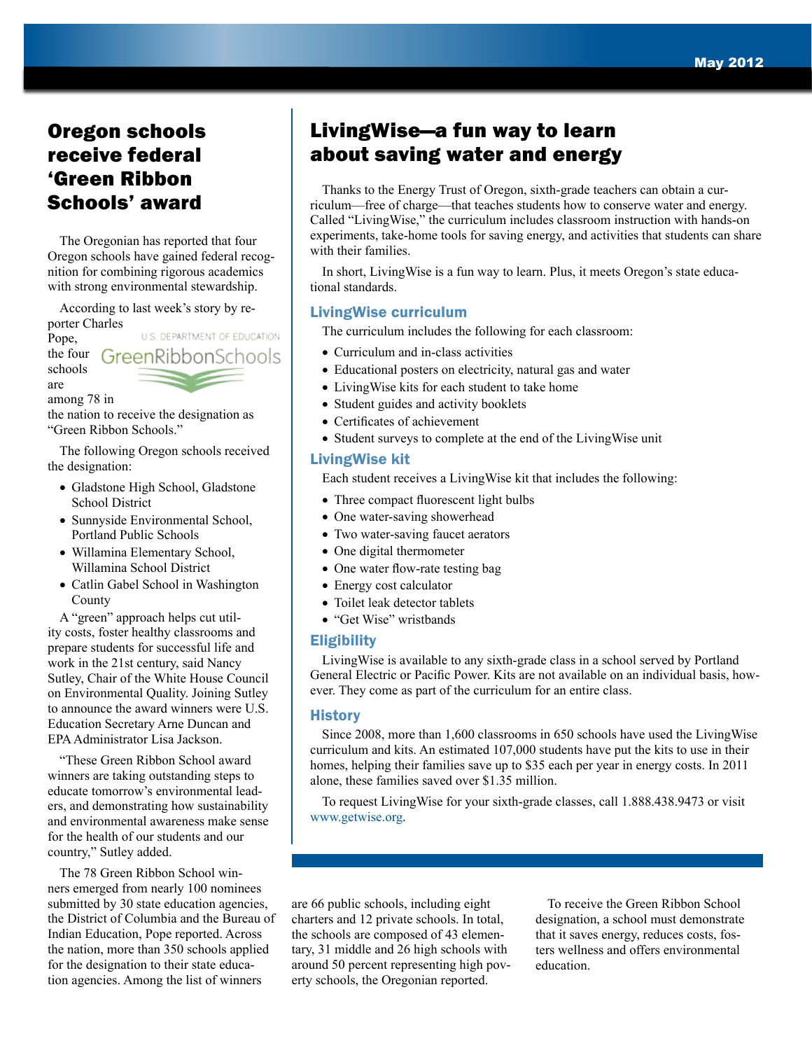## Oregon schools receive federal 'Green Ribbon Schools' award

The Oregonian has reported that four Oregon schools have gained federal recognition for combining rigorous academics with strong environmental stewardship.

According to last week's story by reporter Charles Pope, the four schools are among 78 in the nation to receive the designation as "Green Ribbon Schools."

The following Oregon schools received the designation:

- Gladstone High School, Gladstone School District
- Sunnyside Environmental School, Portland Public Schools
- Willamina Elementary School, Willamina School District
- Catlin Gabel School in Washington County

A "green" approach helps cut utility costs, foster healthy classrooms and prepare students for successful life and work in the 21st century, said Nancy Sutley, Chair of the White House Council on Environmental Quality. Joining Sutley to announce the award winners were U.S. Education Secretary Arne Duncan and EPA Administrator Lisa Jackson.

"These Green Ribbon School award winners are taking outstanding steps to educate tomorrow's environmental leaders, and demonstrating how sustainability and environmental awareness make sense for the health of our students and our country," Sutley added.

The 78 Green Ribbon School winners emerged from nearly 100 nominees submitted by 30 state education agencies, the District of Columbia and the Bureau of Indian Education, Pope reported. Across the nation, more than 350 schools applied for the designation to their state education agencies. Among the list of winners are 66 public schools, including eight charters and 12 private schools. In total, the schools are composed of 43 elementary, 31 middle and 26 high schools with around 50 percent representing high poverty schools, the Oregonian reported.

To receive the Green Ribbon School designation, a school must demonstrate that it saves energy, reduces costs, fosters wellness and offers environmental education.

## LivingWise—a fun way to learn about saving water and energy

Thanks to the Energy Trust of Oregon, sixth-grade teachers can obtain a curriculum—free of charge—that teaches students how to conserve water and energy. Called "LivingWise," the curriculum includes classroom instruction with hands-on experiments, take-home tools for saving energy, and activities that students can share with their families.

In short, LivingWise is a fun way to learn. Plus, it meets Oregon's state educational standards.

### LivingWise curriculum

The curriculum includes the following for each classroom:

- Curriculum and in-class activities
- Educational posters on electricity, natural gas and water
- LivingWise kits for each student to take home
- Student guides and activity booklets
- Certificates of achievement
- Student surveys to complete at the end of the LivingWise unit

### LivingWise kit

Each student receives a LivingWise kit that includes the following:

- Three compact fluorescent light bulbs
- One water-saving showerhead
- Two water-saving faucet aerators
- One digital thermometer
- One water flow-rate testing bag
- Energy cost calculator
- Toilet leak detector tablets
- "Get Wise" wristbands

### Eligibility

LivingWise is available to any sixth-grade class in a school served by Portland General Electric or Pacific Power. Kits are not available on an individual basis, however. They come as part of the curriculum for an entire class.

### History

Since 2008, more than 1,600 classrooms in 650 schools have used the LivingWise curriculum and kits. An estimated 107,000 students have put the kits to use in their homes, helping their families save up to $35 each per year in energy costs. In 2011 alone, these families saved over $1.35 million.

To request LivingWise for your sixth-grade classes, call 1.888.438.9473 or visit www.getwise.org.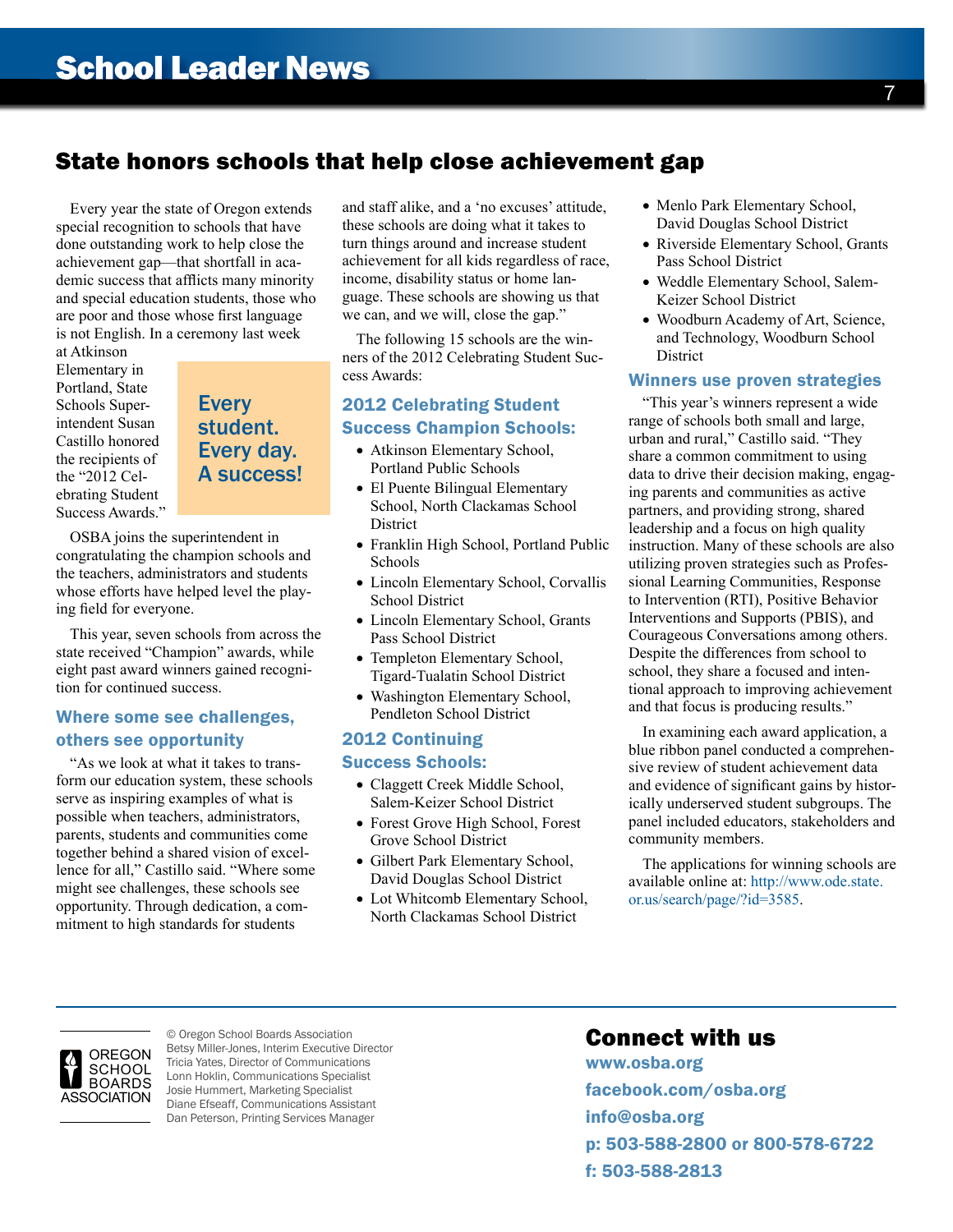## State honors schools that help close achievement gap

Every year the state of Oregon extends special recognition to schools that have done outstanding work to help close the achievement gap—that shortfall in academic success that afflicts many minority and special education students, those who are poor and those whose first language is not English. In a ceremony last week at Atkinson Elementary in Portland, State Schools Superintendent Susan Castillo honored the recipients of the "2012 Celebrating Student Success Awards."

> **Every student. Every day. A success!**

OSBA joins the superintendent in congratulating the champion schools and the teachers, administrators and students whose efforts have helped level the playing field for everyone.

This year, seven schools from across the state received "Champion" awards, while eight past award winners gained recognition for continued success.

### Where some see challenges, others see opportunity

"As we look at what it takes to transform our education system, these schools serve as inspiring examples of what is possible when teachers, administrators, parents, students and communities come together behind a shared vision of excellence for all," Castillo said. "Where some might see challenges, these schools see opportunity. Through dedication, a commitment to high standards for students and staff alike, and a 'no excuses' attitude, these schools are doing what it takes to turn things around and increase student achievement for all kids regardless of race, income, disability status or home language. These schools are showing us that we can, and we will, close the gap."

The following 15 schools are the winners of the 2012 Celebrating Student Success Awards:

### 2012 Celebrating Student Success Champion Schools:

- Atkinson Elementary School, Portland Public Schools
- El Puente Bilingual Elementary School, North Clackamas School District
- Franklin High School, Portland Public Schools
- Lincoln Elementary School, Corvallis School District
- Lincoln Elementary School, Grants Pass School District
- Templeton Elementary School, Tigard-Tualatin School District
- Washington Elementary School, Pendleton School District

### 2012 Continuing Success Schools:

- Claggett Creek Middle School, Salem-Keizer School District
- Forest Grove High School, Forest Grove School District
- Gilbert Park Elementary School, David Douglas School District
- Lot Whitcomb Elementary School, North Clackamas School District
- Menlo Park Elementary School, David Douglas School District
- Riverside Elementary School, Grants Pass School District
- Weddle Elementary School, Salem-Keizer School District
- Woodburn Academy of Art, Science, and Technology, Woodburn School District

### Winners use proven strategies

"This year's winners represent a wide range of schools both small and large, urban and rural," Castillo said. "They share a common commitment to using data to drive their decision making, engaging parents and communities as active partners, and providing strong, shared leadership and a focus on high quality instruction. Many of these schools are also utilizing proven strategies such as Professional Learning Communities, Response to Intervention (RTI), Positive Behavior Interventions and Supports (PBIS), and Courageous Conversations among others. Despite the differences from school to school, they share a focused and intentional approach to improving achievement and that focus is producing results."

In examining each award application, a blue ribbon panel conducted a comprehensive review of student achievement data and evidence of significant gains by historically underserved student subgroups. The panel included educators, stakeholders and community members.

The applications for winning schools are available online at: http://www.ode.state.or.us/search/page/?id=3585.

---

OREGON SCHOOL BOARDS ASSOCIATION

© Oregon School Boards Association
Betsy Miller-Jones, Interim Executive Director
Tricia Yates, Director of Communications
Lonn Hoklin, Communications Specialist
Josie Hummert, Marketing Specialist
Diane Efseaff, Communications Assistant
Dan Peterson, Printing Services Manager

## Connect with us

**www.osba.org**
**facebook.com/osba.org**
**info@osba.org**
**p: 503-588-2800 or 800-578-6722**
**f: 503-588-2813**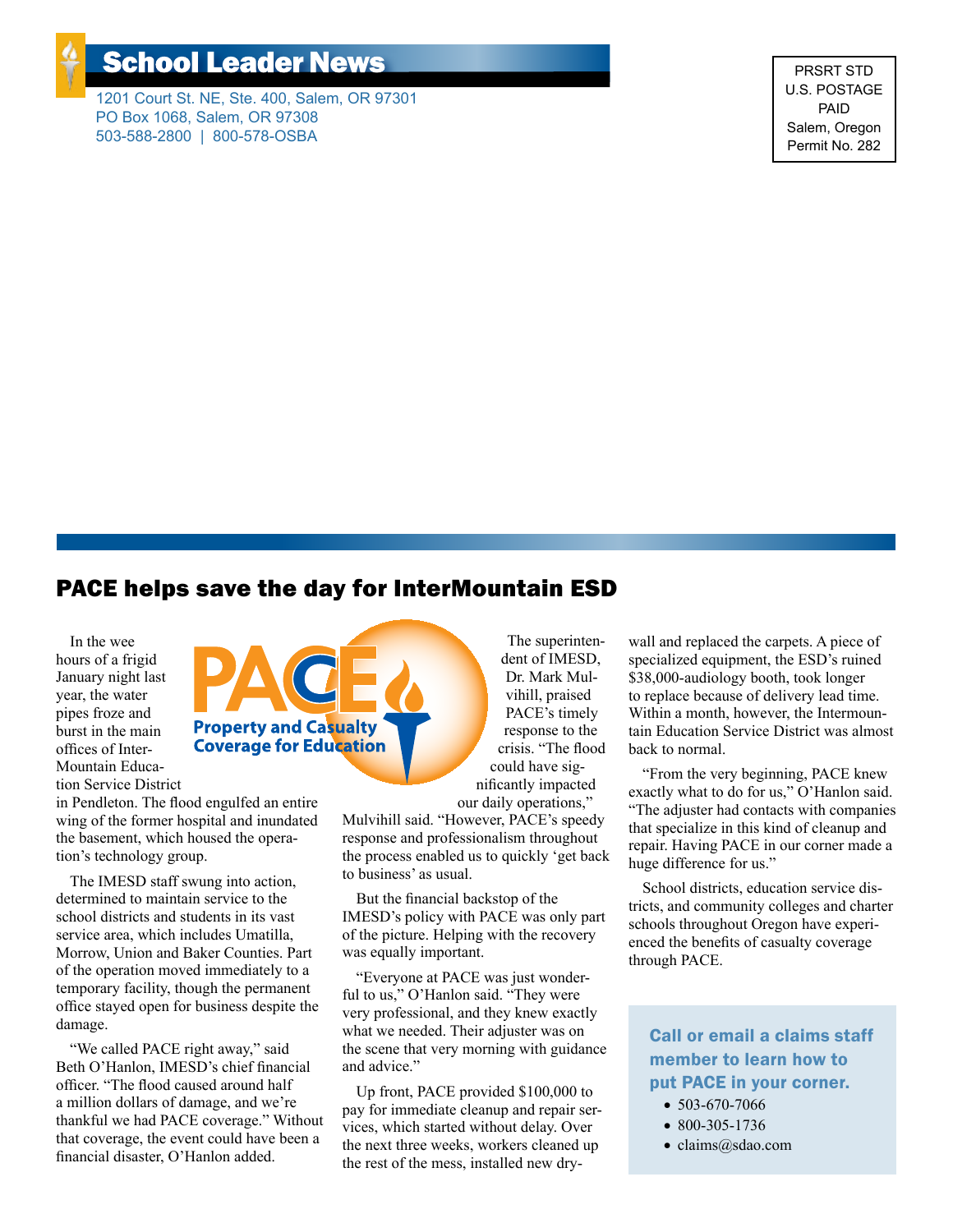# School Leader News

1201 Court St. NE, Ste. 400, Salem, OR 97301
PO Box 1068, Salem, OR 97308
503-588-2800 | 800-578-OSBA

PRSRT STD
U.S. POSTAGE
PAID
Salem, Oregon
Permit No. 282

## PACE helps save the day for InterMountain ESD

PACE
Property and Casualty Coverage for Education

In the wee hours of a frigid January night last year, the water pipes froze and burst in the main offices of InterMountain Education Service District in Pendleton. The flood engulfed an entire wing of the former hospital and inundated the basement, which housed the operation's technology group.

The IMESD staff swung into action, determined to maintain service to the school districts and students in its vast service area, which includes Umatilla, Morrow, Union and Baker Counties. Part of the operation moved immediately to a temporary facility, though the permanent office stayed open for business despite the damage.

"We called PACE right away," said Beth O'Hanlon, IMESD's chief financial officer. "The flood caused around half a million dollars of damage, and we're thankful we had PACE coverage." Without that coverage, the event could have been a financial disaster, O'Hanlon added.

The superintendent of IMESD, Dr. Mark Mulvihill, praised PACE's timely response to the crisis. "The flood could have significantly impacted our daily operations," Mulvihill said. "However, PACE's speedy response and professionalism throughout the process enabled us to quickly 'get back to business' as usual.

But the financial backstop of the IMESD's policy with PACE was only part of the picture. Helping with the recovery was equally important.

"Everyone at PACE was just wonderful to us," O'Hanlon said. "They were very professional, and they knew exactly what we needed. Their adjuster was on the scene that very morning with guidance and advice."

Up front, PACE provided $100,000 to pay for immediate cleanup and repair services, which started without delay. Over the next three weeks, workers cleaned up the rest of the mess, installed new drywall and replaced the carpets. A piece of specialized equipment, the ESD's ruined $38,000-audiology booth, took longer to replace because of delivery lead time. Within a month, however, the Intermountain Education Service District was almost back to normal.

"From the very beginning, PACE knew exactly what to do for us," O'Hanlon said. "The adjuster had contacts with companies that specialize in this kind of cleanup and repair. Having PACE in our corner made a huge difference for us."

School districts, education service districts, and community colleges and charter schools throughout Oregon have experienced the benefits of casualty coverage through PACE.

**Call or email a claims staff member to learn how to put PACE in your corner.**

- 503-670-7066
- 800-305-1736
- claims@sdao.com